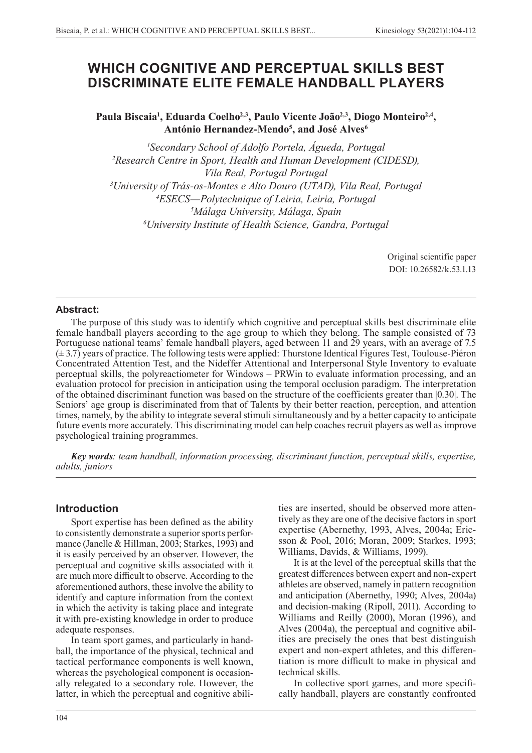# WHICH COGNITIVE AND PERCEPTUAL SKILLS BEST DISCRIMINATE ELITE FEMALE HANDBALL PLAYERS

**Paula Biscaia[1], Eduarda Coelho[2,3], Paulo Vicente João[2,3], Diogo Monteiro[2,4], António Hernandez-Mendo[5], and José Alves[6]**

*[1]Secondary School of Adolfo Portela, Águeda, Portugal*
*[2]Research Centre in Sport, Health and Human Development (CIDESD), Vila Real, Portugal Portugal*
*[3]University of Trás-os-Montes e Alto Douro (UTAD), Vila Real, Portugal*
*[4]ESECS—Polytechnique of Leiria, Leiria, Portugal*
*[5]Málaga University, Málaga, Spain*
*[6]University Institute of Health Science, Gandra, Portugal*

Original scientific paper
DOI: 10.26582/k.53.1.13

**Abstract:**

The purpose of this study was to identify which cognitive and perceptual skills best discriminate elite female handball players according to the age group to which they belong. The sample consisted of 73 Portuguese national teams' female handball players, aged between 11 and 29 years, with an average of 7.5 (± 3.7) years of practice. The following tests were applied: Thurstone Identical Figures Test, Toulouse-Piéron Concentrated Attention Test, and the Nideffer Attentional and Interpersonal Style Inventory to evaluate perceptual skills, the polyreactiometer for Windows – PRWin to evaluate information processing, and an evaluation protocol for precision in anticipation using the temporal occlusion paradigm. The interpretation of the obtained discriminant function was based on the structure of the coefficients greater than |0.30|. The Seniors' age group is discriminated from that of Talents by their better reaction, perception, and attention times, namely, by the ability to integrate several stimuli simultaneously and by a better capacity to anticipate future events more accurately. This discriminating model can help coaches recruit players as well as improve psychological training programmes.

***Key words****: team handball, information processing, discriminant function, perceptual skills, expertise, adults, juniors*

## Introduction

Sport expertise has been defined as the ability to consistently demonstrate a superior sports performance (Janelle & Hillman, 2003; Starkes, 1993) and it is easily perceived by an observer. However, the perceptual and cognitive skills associated with it are much more difficult to observe. According to the aforementioned authors, these involve the ability to identify and capture information from the context in which the activity is taking place and integrate it with pre-existing knowledge in order to produce adequate responses.

In team sport games, and particularly in handball, the importance of the physical, technical and tactical performance components is well known, whereas the psychological component is occasionally relegated to a secondary role. However, the latter, in which the perceptual and cognitive abilities are inserted, should be observed more attentively as they are one of the decisive factors in sport expertise (Abernethy, 1993, Alves, 2004a; Ericsson & Pool, 2016; Moran, 2009; Starkes, 1993; Williams, Davids, & Williams, 1999).

It is at the level of the perceptual skills that the greatest differences between expert and non-expert athletes are observed, namely in pattern recognition and anticipation (Abernethy, 1990; Alves, 2004a) and decision-making (Ripoll, 2011). According to Williams and Reilly (2000), Moran (1996), and Alves (2004a), the perceptual and cognitive abilities are precisely the ones that best distinguish expert and non-expert athletes, and this differentiation is more difficult to make in physical and technical skills.

In collective sport games, and more specifically handball, players are constantly confronted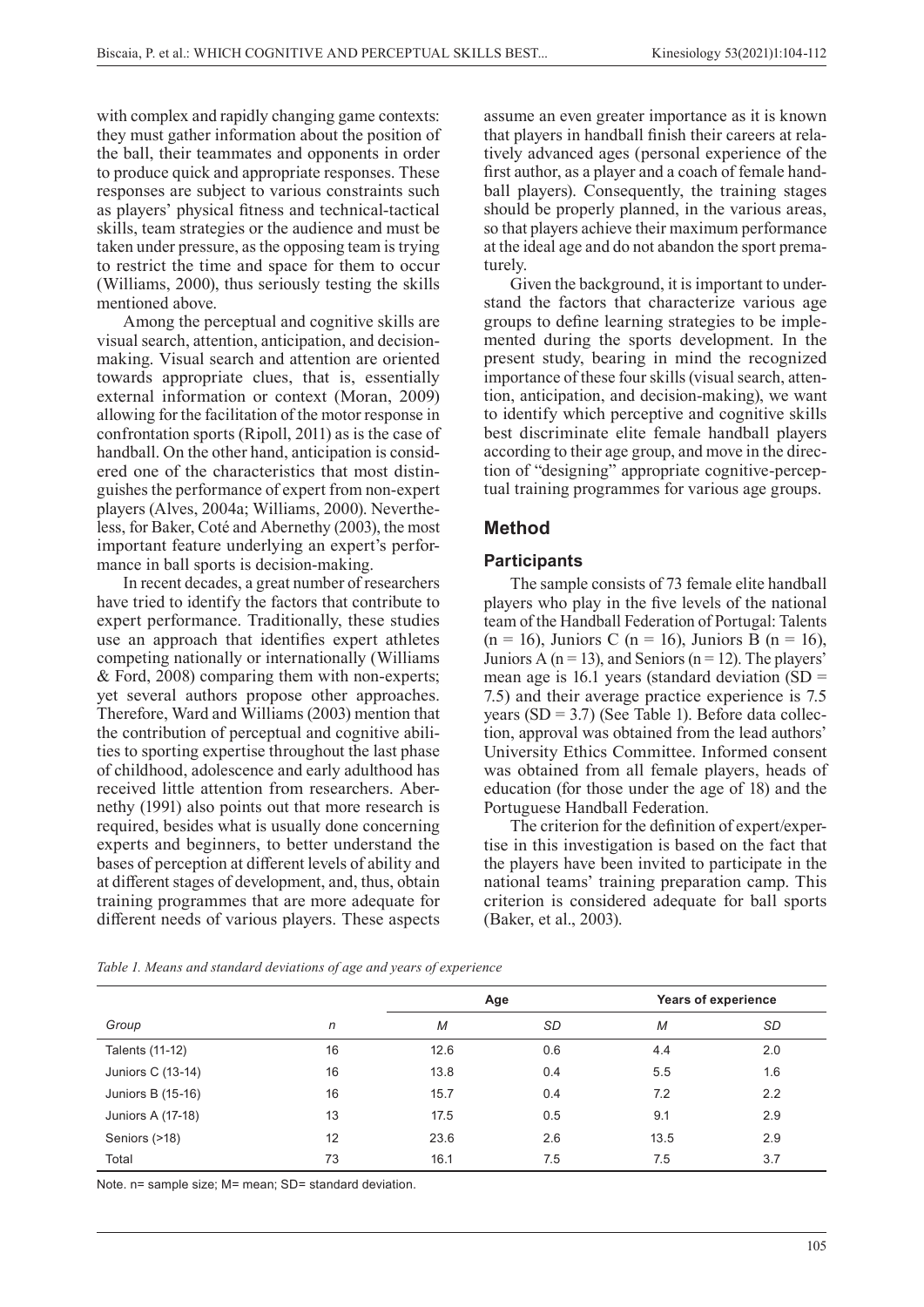with complex and rapidly changing game contexts: they must gather information about the position of the ball, their teammates and opponents in order to produce quick and appropriate responses. These responses are subject to various constraints such as players' physical fitness and technical-tactical skills, team strategies or the audience and must be taken under pressure, as the opposing team is trying to restrict the time and space for them to occur (Williams, 2000), thus seriously testing the skills mentioned above.

Among the perceptual and cognitive skills are visual search, attention, anticipation, and decision-making. Visual search and attention are oriented towards appropriate clues, that is, essentially external information or context (Moran, 2009) allowing for the facilitation of the motor response in confrontation sports (Ripoll, 2011) as is the case of handball. On the other hand, anticipation is considered one of the characteristics that most distinguishes the performance of expert from non-expert players (Alves, 2004a; Williams, 2000). Nevertheless, for Baker, Coté and Abernethy (2003), the most important feature underlying an expert's performance in ball sports is decision-making.

In recent decades, a great number of researchers have tried to identify the factors that contribute to expert performance. Traditionally, these studies use an approach that identifies expert athletes competing nationally or internationally (Williams & Ford, 2008) comparing them with non-experts; yet several authors propose other approaches. Therefore, Ward and Williams (2003) mention that the contribution of perceptual and cognitive abilities to sporting expertise throughout the last phase of childhood, adolescence and early adulthood has received little attention from researchers. Abernethy (1991) also points out that more research is required, besides what is usually done concerning experts and beginners, to better understand the bases of perception at different levels of ability and at different stages of development, and, thus, obtain training programmes that are more adequate for different needs of various players. These aspects assume an even greater importance as it is known that players in handball finish their careers at relatively advanced ages (personal experience of the first author, as a player and a coach of female handball players). Consequently, the training stages should be properly planned, in the various areas, so that players achieve their maximum performance at the ideal age and do not abandon the sport prematurely.

Given the background, it is important to understand the factors that characterize various age groups to define learning strategies to be implemented during the sports development. In the present study, bearing in mind the recognized importance of these four skills (visual search, attention, anticipation, and decision-making), we want to identify which perceptive and cognitive skills best discriminate elite female handball players according to their age group, and move in the direction of "designing" appropriate cognitive-perceptual training programmes for various age groups.

## Method

### Participants

The sample consists of 73 female elite handball players who play in the five levels of the national team of the Handball Federation of Portugal: Talents (n = 16), Juniors C (n = 16), Juniors B (n = 16), Juniors A (n = 13), and Seniors (n = 12). The players' mean age is 16.1 years (standard deviation (SD = 7.5) and their average practice experience is 7.5 years (SD = 3.7) (See Table 1). Before data collection, approval was obtained from the lead authors' University Ethics Committee. Informed consent was obtained from all female players, heads of education (for those under the age of 18) and the Portuguese Handball Federation.

The criterion for the definition of expert/expertise in this investigation is based on the fact that the players have been invited to participate in the national teams' training preparation camp. This criterion is considered adequate for ball sports (Baker, et al., 2003).

*Table 1. Means and standard deviations of age and years of experience*

| | | Age | | Years of experience | |
|---|---|---|---|---|---|
| *Group* | *n* | *M* | *SD* | *M* | *SD* |
| Talents (11-12) | 16 | 12.6 | 0.6 | 4.4 | 2.0 |
| Juniors C (13-14) | 16 | 13.8 | 0.4 | 5.5 | 1.6 |
| Juniors B (15-16) | 16 | 15.7 | 0.4 | 7.2 | 2.2 |
| Juniors A (17-18) | 13 | 17.5 | 0.5 | 9.1 | 2.9 |
| Seniors (>18) | 12 | 23.6 | 2.6 | 13.5 | 2.9 |
| Total | 73 | 16.1 | 7.5 | 7.5 | 3.7 |

Note. n= sample size; M= mean; SD= standard deviation.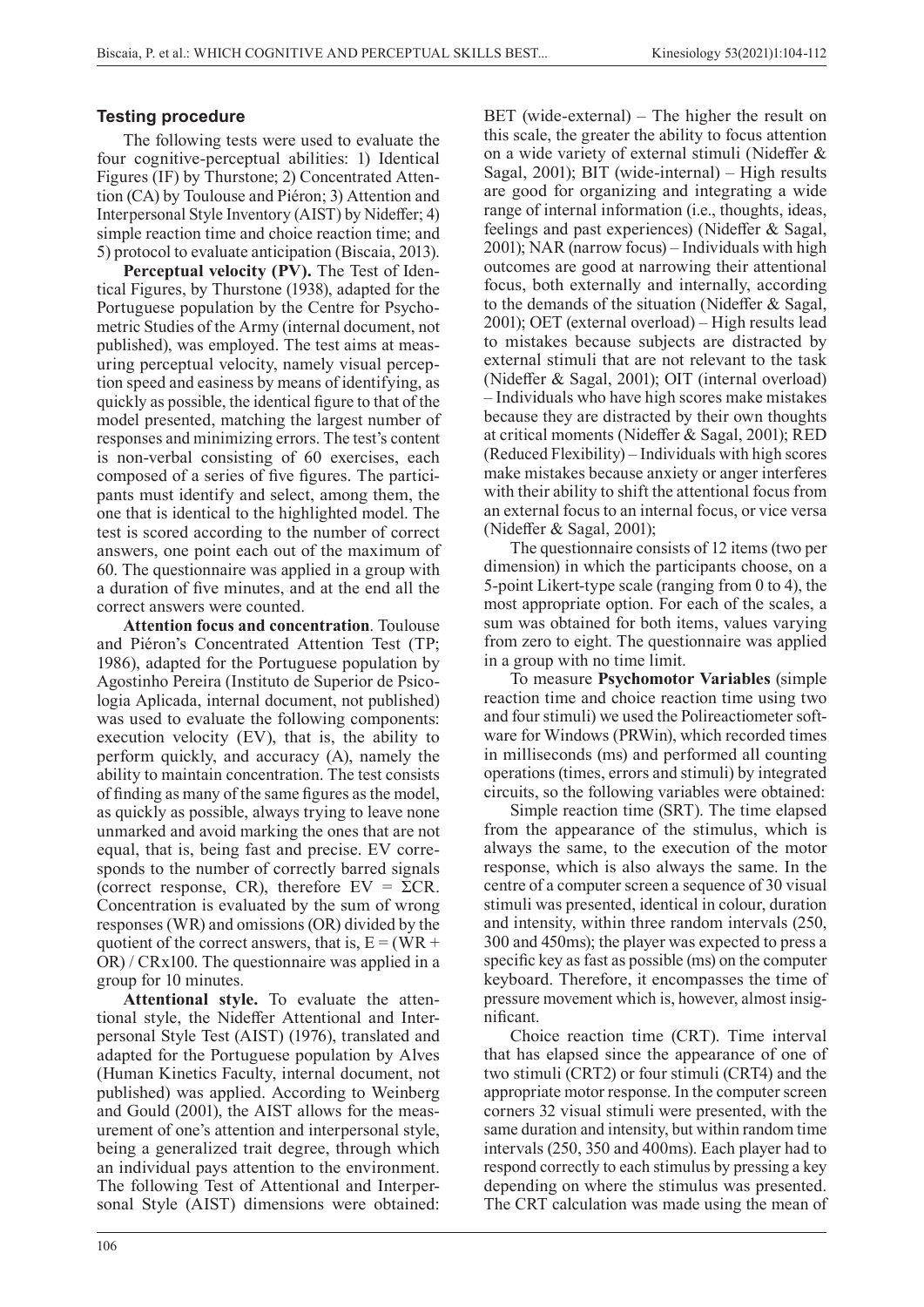### Testing procedure

The following tests were used to evaluate the four cognitive-perceptual abilities: 1) Identical Figures (IF) by Thurstone; 2) Concentrated Attention (CA) by Toulouse and Piéron; 3) Attention and Interpersonal Style Inventory (AIST) by Nideffer; 4) simple reaction time and choice reaction time; and 5) protocol to evaluate anticipation (Biscaia, 2013).

**Perceptual velocity (PV).** The Test of Identical Figures, by Thurstone (1938), adapted for the Portuguese population by the Centre for Psychometric Studies of the Army (internal document, not published), was employed. The test aims at measuring perceptual velocity, namely visual perception speed and easiness by means of identifying, as quickly as possible, the identical figure to that of the model presented, matching the largest number of responses and minimizing errors. The test's content is non-verbal consisting of 60 exercises, each composed of a series of five figures. The participants must identify and select, among them, the one that is identical to the highlighted model. The test is scored according to the number of correct answers, one point each out of the maximum of 60. The questionnaire was applied in a group with a duration of five minutes, and at the end all the correct answers were counted.

**Attention focus and concentration**. Toulouse and Piéron's Concentrated Attention Test (TP; 1986), adapted for the Portuguese population by Agostinho Pereira (Instituto de Superior de Psicologia Aplicada, internal document, not published) was used to evaluate the following components: execution velocity (EV), that is, the ability to perform quickly, and accuracy (A), namely the ability to maintain concentration. The test consists of finding as many of the same figures as the model, as quickly as possible, always trying to leave none unmarked and avoid marking the ones that are not equal, that is, being fast and precise. EV corresponds to the number of correctly barred signals (correct response, CR), therefore $EV = \Sigma CR$. Concentration is evaluated by the sum of wrong responses (WR) and omissions (OR) divided by the quotient of the correct answers, that is, $E = (WR + OR) / CRx100$. The questionnaire was applied in a group for 10 minutes.

**Attentional style.** To evaluate the attentional style, the Nideffer Attentional and Interpersonal Style Test (AIST) (1976), translated and adapted for the Portuguese population by Alves (Human Kinetics Faculty, internal document, not published) was applied. According to Weinberg and Gould (2001), the AIST allows for the measurement of one's attention and interpersonal style, being a generalized trait degree, through which an individual pays attention to the environment. The following Test of Attentional and Interpersonal Style (AIST) dimensions were obtained: BET (wide-external) – The higher the result on this scale, the greater the ability to focus attention on a wide variety of external stimuli (Nideffer & Sagal, 2001); BIT (wide-internal) – High results are good for organizing and integrating a wide range of internal information (i.e., thoughts, ideas, feelings and past experiences) (Nideffer & Sagal, 2001); NAR (narrow focus) – Individuals with high outcomes are good at narrowing their attentional focus, both externally and internally, according to the demands of the situation (Nideffer & Sagal, 2001); OET (external overload) – High results lead to mistakes because subjects are distracted by external stimuli that are not relevant to the task (Nideffer & Sagal, 2001); OIT (internal overload) – Individuals who have high scores make mistakes because they are distracted by their own thoughts at critical moments (Nideffer & Sagal, 2001); RED (Reduced Flexibility) – Individuals with high scores make mistakes because anxiety or anger interferes with their ability to shift the attentional focus from an external focus to an internal focus, or vice versa (Nideffer & Sagal, 2001);

The questionnaire consists of 12 items (two per dimension) in which the participants choose, on a 5-point Likert-type scale (ranging from 0 to 4), the most appropriate option. For each of the scales, a sum was obtained for both items, values varying from zero to eight. The questionnaire was applied in a group with no time limit.

To measure **Psychomotor Variables** (simple reaction time and choice reaction time using two and four stimuli) we used the Polireactiometer software for Windows (PRWin), which recorded times in milliseconds (ms) and performed all counting operations (times, errors and stimuli) by integrated circuits, so the following variables were obtained:

Simple reaction time (SRT). The time elapsed from the appearance of the stimulus, which is always the same, to the execution of the motor response, which is also always the same. In the centre of a computer screen a sequence of 30 visual stimuli was presented, identical in colour, duration and intensity, within three random intervals (250, 300 and 450ms); the player was expected to press a specific key as fast as possible (ms) on the computer keyboard. Therefore, it encompasses the time of pressure movement which is, however, almost insignificant.

Choice reaction time (CRT). Time interval that has elapsed since the appearance of one of two stimuli (CRT2) or four stimuli (CRT4) and the appropriate motor response. In the computer screen corners 32 visual stimuli were presented, with the same duration and intensity, but within random time intervals (250, 350 and 400ms). Each player had to respond correctly to each stimulus by pressing a key depending on where the stimulus was presented. The CRT calculation was made using the mean of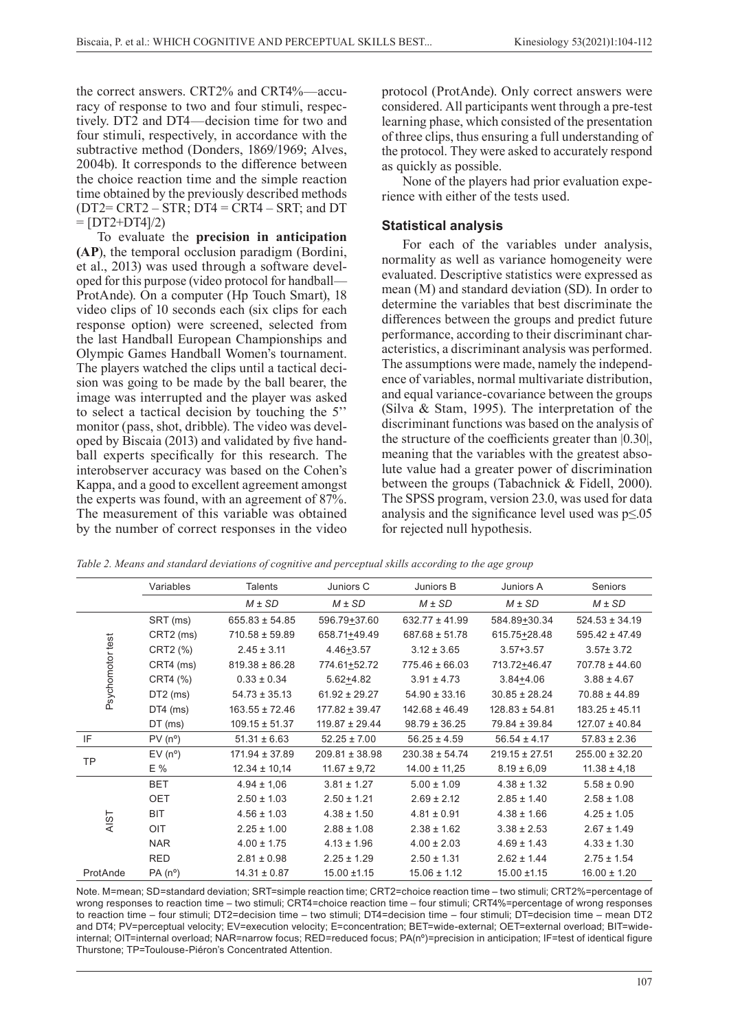the correct answers. CRT2% and CRT4%—accuracy of response to two and four stimuli, respectively. DT2 and DT4—decision time for two and four stimuli, respectively, in accordance with the subtractive method (Donders, 1869/1969; Alves, 2004b). It corresponds to the difference between the choice reaction time and the simple reaction time obtained by the previously described methods (DT2= CRT2 – STR; DT4 = CRT4 – SRT; and DT = [DT2+DT4]/2)

To evaluate the **precision in anticipation (AP)**, the temporal occlusion paradigm (Bordini, et al., 2013) was used through a software developed for this purpose (video protocol for handball—ProtAnde). On a computer (Hp Touch Smart), 18 video clips of 10 seconds each (six clips for each response option) were screened, selected from the last Handball European Championships and Olympic Games Handball Women's tournament. The players watched the clips until a tactical decision was going to be made by the ball bearer, the image was interrupted and the player was asked to select a tactical decision by touching the 5'' monitor (pass, shot, dribble). The video was developed by Biscaia (2013) and validated by five handball experts specifically for this research. The interobserver accuracy was based on the Cohen's Kappa, and a good to excellent agreement amongst the experts was found, with an agreement of 87%. The measurement of this variable was obtained by the number of correct responses in the video protocol (ProtAnde). Only correct answers were considered. All participants went through a pre-test learning phase, which consisted of the presentation of three clips, thus ensuring a full understanding of the protocol. They were asked to accurately respond as quickly as possible.

None of the players had prior evaluation experience with either of the tests used.

### Statistical analysis

For each of the variables under analysis, normality as well as variance homogeneity were evaluated. Descriptive statistics were expressed as mean (M) and standard deviation (SD). In order to determine the variables that best discriminate the differences between the groups and predict future performance, according to their discriminant characteristics, a discriminant analysis was performed. The assumptions were made, namely the independence of variables, normal multivariate distribution, and equal variance-covariance between the groups (Silva & Stam, 1995). The interpretation of the discriminant functions was based on the analysis of the structure of the coefficients greater than |0.30|, meaning that the variables with the greatest absolute value had a greater power of discrimination between the groups (Tabachnick & Fidell, 2000). The SPSS program, version 23.0, was used for data analysis and the significance level used was $p \leq .05$ for rejected null hypothesis.

*Table 2. Means and standard deviations of cognitive and perceptual skills according to the age group*

| | Variables | Talents | Juniors C | Juniors B | Juniors A | Seniors |
|---|---|---|---|---|---|---|
| | | *M ± SD* | *M ± SD* | *M ± SD* | *M ± SD* | *M ± SD* |
| Psychomotor test | SRT (ms) | 655.83 ± 54.85 | 596.79±37.60 | 632.77 ± 41.99 | 584.89±30.34 | 524.53 ± 34.19 |
| | CRT2 (ms) | 710.58 ± 59.89 | 658.71±49.49 | 687.68 ± 51.78 | 615.75±28.48 | 595.42 ± 47.49 |
| | CRT2 (%) | 2.45 ± 3.11 | 4.46±3.57 | 3.12 ± 3.65 | 3.57+3.57 | 3.57± 3.72 |
| | CRT4 (ms) | 819.38 ± 86.28 | 774.61±52.72 | 775.46 ± 66.03 | 713.72±46.47 | 707.78 ± 44.60 |
| | CRT4 (%) | 0.33 ± 0.34 | 5.62±4.82 | 3.91 ± 4.73 | 3.84±4.06 | 3.88 ± 4.67 |
| | DT2 (ms) | 54.73 ± 35.13 | 61.92 ± 29.27 | 54.90 ± 33.16 | 30.85 ± 28.24 | 70.88 ± 44.89 |
| | DT4 (ms) | 163.55 ± 72.46 | 177.82 ± 39.47 | 142.68 ± 46.49 | 128.83 ± 54.81 | 183.25 ± 45.11 |
| | DT (ms) | 109.15 ± 51.37 | 119.87 ± 29.44 | 98.79 ± 36.25 | 79.84 ± 39.84 | 127.07 ± 40.84 |
| IF | PV (nº) | 51.31 ± 6.63 | 52.25 ± 7.00 | 56.25 ± 4.59 | 56.54 ± 4.17 | 57.83 ± 2.36 |
| TP | EV (nº) | 171.94 ± 37.89 | 209.81 ± 38.98 | 230.38 ± 54.74 | 219.15 ± 27.51 | 255.00 ± 32.20 |
| | E % | 12.34 ± 10,14 | 11.67 ± 9,72 | 14.00 ± 11,25 | 8.19 ± 6,09 | 11.38 ± 4,18 |
| AIST | BET | 4.94 ± 1,06 | 3.81 ± 1.27 | 5.00 ± 1.09 | 4.38 ± 1.32 | 5.58 ± 0.90 |
| | OET | 2.50 ± 1.03 | 2.50 ± 1.21 | 2.69 ± 2.12 | 2.85 ± 1.40 | 2.58 ± 1.08 |
| | BIT | 4.56 ± 1.03 | 4.38 ± 1.50 | 4.81 ± 0.91 | 4.38 ± 1.66 | 4.25 ± 1.05 |
| | OIT | 2.25 ± 1.00 | 2.88 ± 1.08 | 2.38 ± 1.62 | 3.38 ± 2.53 | 2.67 ± 1.49 |
| | NAR | 4.00 ± 1.75 | 4.13 ± 1.96 | 4.00 ± 2.03 | 4.69 ± 1.43 | 4.33 ± 1.30 |
| | RED | 2.81 ± 0.98 | 2.25 ± 1.29 | 2.50 ± 1.31 | 2.62 ± 1.44 | 2.75 ± 1.54 |
| ProtAnde | PA (nº) | 14.31 ± 0.87 | 15.00 ±1.15 | 15.06 ± 1.12 | 15.00 ±1.15 | 16.00 ± 1.20 |

Note. M=mean; SD=standard deviation; SRT=simple reaction time; CRT2=choice reaction time – two stimuli; CRT2%=percentage of wrong responses to reaction time – two stimuli; CRT4=choice reaction time – four stimuli; CRT4%=percentage of wrong responses to reaction time – four stimuli; DT2=decision time – two stimuli; DT4=decision time – four stimuli; DT=decision time – mean DT2 and DT4; PV=perceptual velocity; EV=execution velocity; E=concentration; BET=wide-external; OET=external overload; BIT=wide-internal; OIT=internal overload; NAR=narrow focus; RED=reduced focus; PA(nº)=precision in anticipation; IF=test of identical figure Thurstone; TP=Toulouse-Piéron's Concentrated Attention.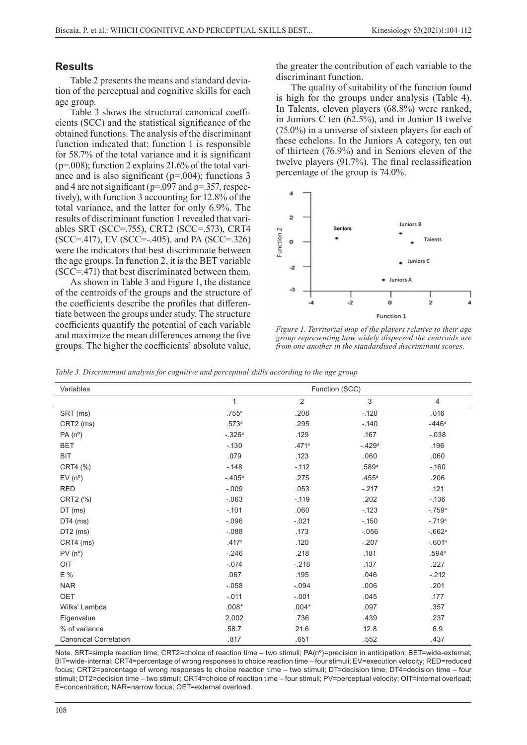## Results

Table 2 presents the means and standard deviation of the perceptual and cognitive skills for each age group.

Table 3 shows the structural canonical coefficients (SCC) and the statistical significance of the obtained functions. The analysis of the discriminant function indicated that: function 1 is responsible for 58.7% of the total variance and it is significant (p=.008); function 2 explains 21.6% of the total variance and is also significant (p=.004); functions 3 and 4 are not significant (p=.097 and p=.357, respectively), with function 3 accounting for 12.8% of the total variance, and the latter for only 6.9%. The results of discriminant function 1 revealed that variables SRT (SCC=.755), CRT2 (SCC=.573), CRT4 (SCC=.417), EV (SCC=-.405), and PA (SCC=.326) were the indicators that best discriminate between the age groups. In function 2, it is the BET variable (SCC=.471) that best discriminated between them.

As shown in Table 3 and Figure 1, the distance of the centroids of the groups and the structure of the coefficients describe the profiles that differentiate between the groups under study. The structure coefficients quantify the potential of each variable and maximize the mean differences among the five groups. The higher the coefficients' absolute value, the greater the contribution of each variable to the discriminant function.

The quality of suitability of the function found is high for the groups under analysis (Table 4). In Talents, eleven players (68.8%) were ranked, in Juniors C ten (62.5%), and in Junior B twelve (75.0%) in a universe of sixteen players for each of these echelons. In the Juniors A category, ten out of thirteen (76.9%) and in Seniors eleven of the twelve players (91.7%). The final reclassification percentage of the group is 74.0%.

*Figure 1. Territorial map of the players relative to their age group representing how widely dispersed the centroids are from one another in the standardised discriminant scores.*

*Table 3. Discriminant analysis for cognitive and perceptual skills according to the age group*

| Variables | Function (SCC) | | | |
|---|---|---|---|---|
| | 1 | 2 | 3 | 4 |
| SRT (ms) | .755[a] | .208 | -.120 | .016 |
| CRT2 (ms) | .573[a] | .295 | -.140 | -446[a] |
| PA (nº) | -.326[a] | .129 | .167 | -.038 |
| BET | -.130 | .471[a] | -.429[a] | .196 |
| BIT | .079 | .123 | .060 | .060 |
| CRT4 (%) | -.148 | -.112 | .589[a] | -.160 |
| EV (nº) | -.405[a] | .275 | .455[a] | .206 |
| RED | -.009 | .053 | -.217 | .121 |
| CRT2 (%) | -.063 | -.119 | .202 | -.136 |
| DT (ms) | -.101 | .060 | -.123 | -.759[a] |
| DT4 (ms) | -.096 | -.021 | -.150 | -.719[a] |
| DT2 (ms) | -.088 | .173 | -.056 | -.662[a] |
| CRT4 (ms) | .417[a] | .120 | -.207 | -.601[a] |
| PV (nº) | -.246 | .218 | .181 | .594[a] |
| OIT | -.074 | -.218 | .137 | .227 |
| E % | .067 | .195 | .046 | -.212 |
| NAR | -.058 | -.094 | .006 | .201 |
| OET | -.011 | -.001 | .045 | .177 |
| Wilks' Lambda | .008* | .004* | .097 | .357 |
| Eigenvalue | 2,002 | .736 | .439 | .237 |
| % of variance | 58.7 | 21.6 | 12.8 | 6.9 |
| Canonical Correlation | .817 | .651 | .552 | .437 |

Note. SRT=simple reaction time; CRT2=choice of reaction time – two stimuli; PA(nº)=precision in anticipation; BET=wide-external; BIT=wide-internal; CRT4=percentage of wrong responses to choice reaction time – four stimuli; EV=execution velocity; RED=reduced focus; CRT2=percentage of wrong responses to choice reaction time – two stimuli; DT=decision time; DT4=decision time – four stimuli; DT2=decision time – two stimuli; CRT4=choice of reaction time – four stimuli; PV=perceptual velocity; OIT=internal overload; E=concentration; NAR=narrow focus; OET=external overload.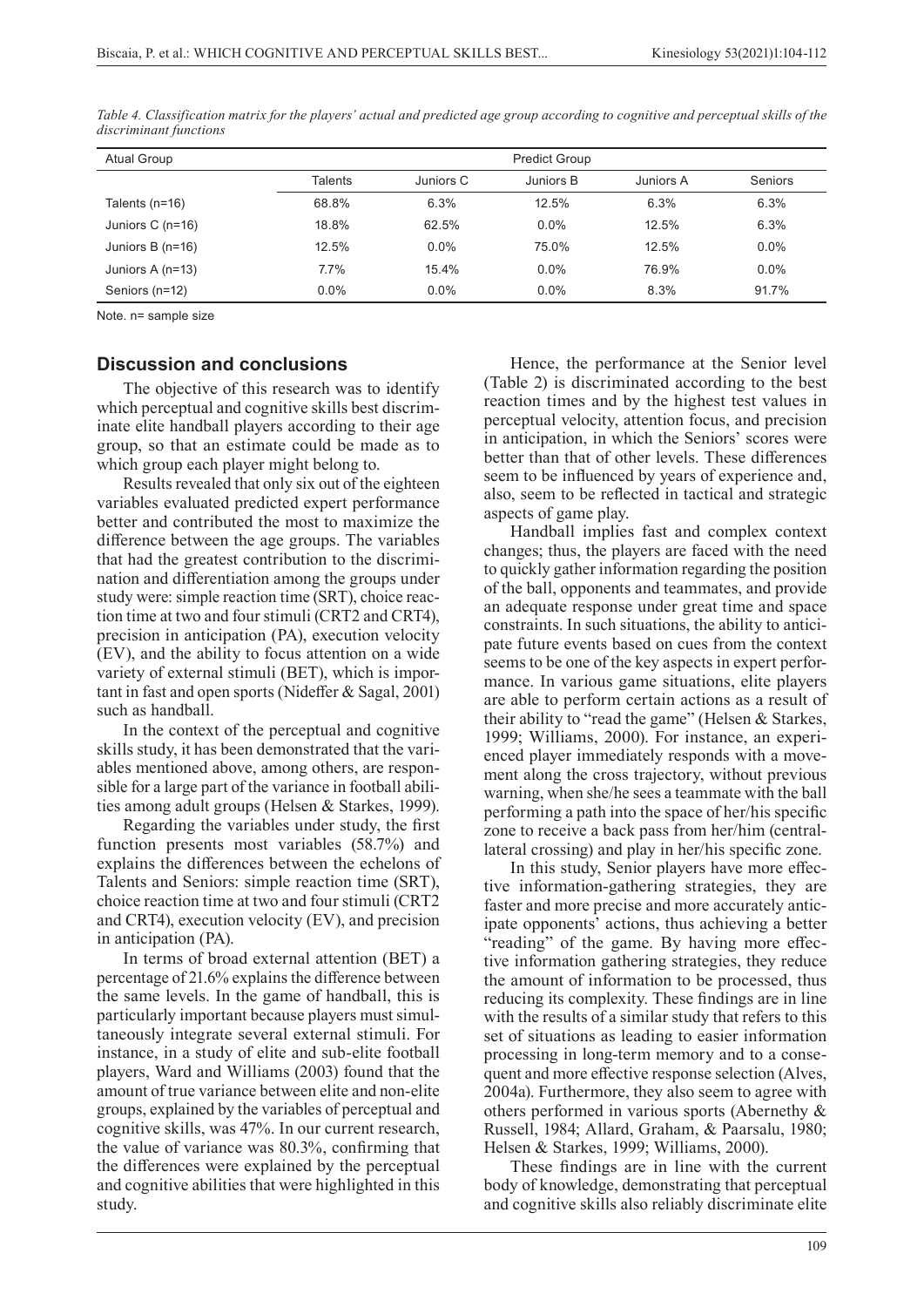*Table 4. Classification matrix for the players' actual and predicted age group according to cognitive and perceptual skills of the discriminant functions*

| Atual Group | Predict Group | | | | |
|---|---|---|---|---|---|
| | Talents | Juniors C | Juniors B | Juniors A | Seniors |
| Talents (n=16) | 68.8% | 6.3% | 12.5% | 6.3% | 6.3% |
| Juniors C (n=16) | 18.8% | 62.5% | 0.0% | 12.5% | 6.3% |
| Juniors B (n=16) | 12.5% | 0.0% | 75.0% | 12.5% | 0.0% |
| Juniors A (n=13) | 7.7% | 15.4% | 0.0% | 76.9% | 0.0% |
| Seniors (n=12) | 0.0% | 0.0% | 0.0% | 8.3% | 91.7% |

Note. n= sample size

## Discussion and conclusions

The objective of this research was to identify which perceptual and cognitive skills best discriminate elite handball players according to their age group, so that an estimate could be made as to which group each player might belong to.

Results revealed that only six out of the eighteen variables evaluated predicted expert performance better and contributed the most to maximize the difference between the age groups. The variables that had the greatest contribution to the discrimination and differentiation among the groups under study were: simple reaction time (SRT), choice reaction time at two and four stimuli (CRT2 and CRT4), precision in anticipation (PA), execution velocity (EV), and the ability to focus attention on a wide variety of external stimuli (BET), which is important in fast and open sports (Nideffer & Sagal, 2001) such as handball.

In the context of the perceptual and cognitive skills study, it has been demonstrated that the variables mentioned above, among others, are responsible for a large part of the variance in football abilities among adult groups (Helsen & Starkes, 1999).

Regarding the variables under study, the first function presents most variables (58.7%) and explains the differences between the echelons of Talents and Seniors: simple reaction time (SRT), choice reaction time at two and four stimuli (CRT2 and CRT4), execution velocity (EV), and precision in anticipation (PA).

In terms of broad external attention (BET) a percentage of 21.6% explains the difference between the same levels. In the game of handball, this is particularly important because players must simultaneously integrate several external stimuli. For instance, in a study of elite and sub-elite football players, Ward and Williams (2003) found that the amount of true variance between elite and non-elite groups, explained by the variables of perceptual and cognitive skills, was 47%. In our current research, the value of variance was 80.3%, confirming that the differences were explained by the perceptual and cognitive abilities that were highlighted in this study.

Hence, the performance at the Senior level (Table 2) is discriminated according to the best reaction times and by the highest test values in perceptual velocity, attention focus, and precision in anticipation, in which the Seniors' scores were better than that of other levels. These differences seem to be influenced by years of experience and, also, seem to be reflected in tactical and strategic aspects of game play.

Handball implies fast and complex context changes; thus, the players are faced with the need to quickly gather information regarding the position of the ball, opponents and teammates, and provide an adequate response under great time and space constraints. In such situations, the ability to anticipate future events based on cues from the context seems to be one of the key aspects in expert performance. In various game situations, elite players are able to perform certain actions as a result of their ability to "read the game" (Helsen & Starkes, 1999; Williams, 2000). For instance, an experienced player immediately responds with a movement along the cross trajectory, without previous warning, when she/he sees a teammate with the ball performing a path into the space of her/his specific zone to receive a back pass from her/him (central-lateral crossing) and play in her/his specific zone.

In this study, Senior players have more effective information-gathering strategies, they are faster and more precise and more accurately anticipate opponents' actions, thus achieving a better "reading" of the game. By having more effective information gathering strategies, they reduce the amount of information to be processed, thus reducing its complexity. These findings are in line with the results of a similar study that refers to this set of situations as leading to easier information processing in long-term memory and to a consequent and more effective response selection (Alves, 2004a). Furthermore, they also seem to agree with others performed in various sports (Abernethy & Russell, 1984; Allard, Graham, & Paarsalu, 1980; Helsen & Starkes, 1999; Williams, 2000).

These findings are in line with the current body of knowledge, demonstrating that perceptual and cognitive skills also reliably discriminate elite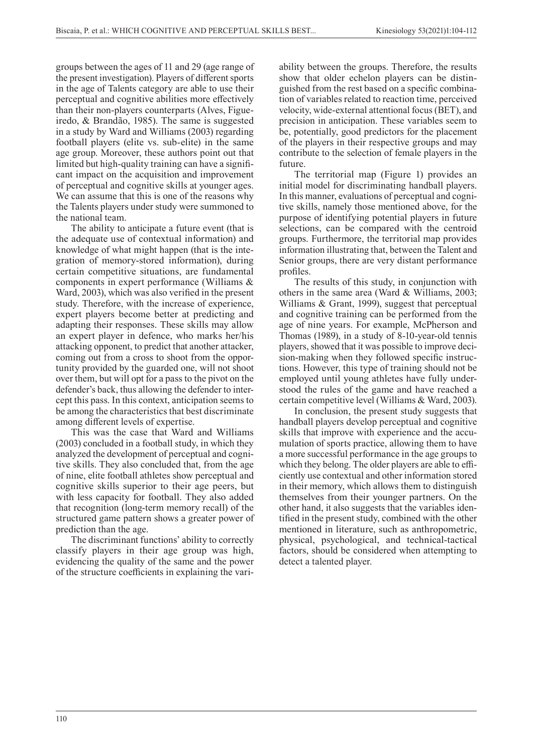groups between the ages of 11 and 29 (age range of the present investigation). Players of different sports in the age of Talents category are able to use their perceptual and cognitive abilities more effectively than their non-players counterparts (Alves, Figueiredo, & Brandão, 1985). The same is suggested in a study by Ward and Williams (2003) regarding football players (elite vs. sub-elite) in the same age group. Moreover, these authors point out that limited but high-quality training can have a significant impact on the acquisition and improvement of perceptual and cognitive skills at younger ages. We can assume that this is one of the reasons why the Talents players under study were summoned to the national team.

The ability to anticipate a future event (that is the adequate use of contextual information) and knowledge of what might happen (that is the integration of memory-stored information), during certain competitive situations, are fundamental components in expert performance (Williams & Ward, 2003), which was also verified in the present study. Therefore, with the increase of experience, expert players become better at predicting and adapting their responses. These skills may allow an expert player in defence, who marks her/his attacking opponent, to predict that another attacker, coming out from a cross to shoot from the opportunity provided by the guarded one, will not shoot over them, but will opt for a pass to the pivot on the defender's back, thus allowing the defender to intercept this pass. In this context, anticipation seems to be among the characteristics that best discriminate among different levels of expertise.

This was the case that Ward and Williams (2003) concluded in a football study, in which they analyzed the development of perceptual and cognitive skills. They also concluded that, from the age of nine, elite football athletes show perceptual and cognitive skills superior to their age peers, but with less capacity for football. They also added that recognition (long-term memory recall) of the structured game pattern shows a greater power of prediction than the age.

The discriminant functions' ability to correctly classify players in their age group was high, evidencing the quality of the same and the power of the structure coefficients in explaining the variability between the groups. Therefore, the results show that older echelon players can be distinguished from the rest based on a specific combination of variables related to reaction time, perceived velocity, wide-external attentional focus (BET), and precision in anticipation. These variables seem to be, potentially, good predictors for the placement of the players in their respective groups and may contribute to the selection of female players in the future.

The territorial map (Figure 1) provides an initial model for discriminating handball players. In this manner, evaluations of perceptual and cognitive skills, namely those mentioned above, for the purpose of identifying potential players in future selections, can be compared with the centroid groups. Furthermore, the territorial map provides information illustrating that, between the Talent and Senior groups, there are very distant performance profiles.

The results of this study, in conjunction with others in the same area (Ward & Williams, 2003; Williams & Grant, 1999), suggest that perceptual and cognitive training can be performed from the age of nine years. For example, McPherson and Thomas (1989), in a study of 8-10-year-old tennis players, showed that it was possible to improve decision-making when they followed specific instructions. However, this type of training should not be employed until young athletes have fully understood the rules of the game and have reached a certain competitive level (Williams & Ward, 2003).

In conclusion, the present study suggests that handball players develop perceptual and cognitive skills that improve with experience and the accumulation of sports practice, allowing them to have a more successful performance in the age groups to which they belong. The older players are able to efficiently use contextual and other information stored in their memory, which allows them to distinguish themselves from their younger partners. On the other hand, it also suggests that the variables identified in the present study, combined with the other mentioned in literature, such as anthropometric, physical, psychological, and technical-tactical factors, should be considered when attempting to detect a talented player.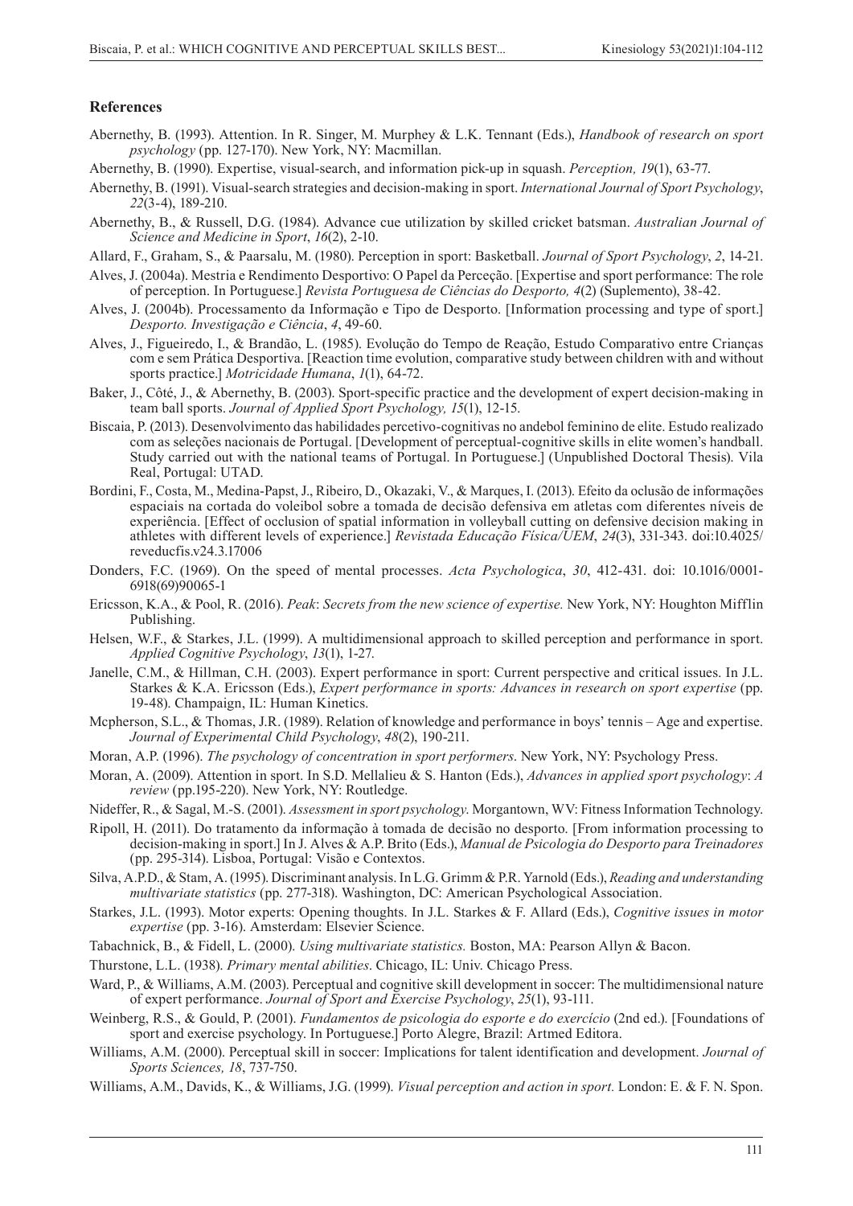## References

Abernethy, B. (1993). Attention. In R. Singer, M. Murphey & L.K. Tennant (Eds.), *Handbook of research on sport psychology* (pp. 127-170). New York, NY: Macmillan.

Abernethy, B. (1990). Expertise, visual-search, and information pick-up in squash. *Perception, 19*(1), 63-77.

Abernethy, B. (1991). Visual-search strategies and decision-making in sport. *International Journal of Sport Psychology*, *22*(3-4), 189-210.

Abernethy, B., & Russell, D.G. (1984). Advance cue utilization by skilled cricket batsman. *Australian Journal of Science and Medicine in Sport*, *16*(2), 2-10.

Allard, F., Graham, S., & Paarsalu, M. (1980). Perception in sport: Basketball. *Journal of Sport Psychology*, *2*, 14-21.

Alves, J. (2004a). Mestria e Rendimento Desportivo: O Papel da Perceção. [Expertise and sport performance: The role of perception. In Portuguese.] *Revista Portuguesa de Ciências do Desporto, 4*(2) (Suplemento), 38-42.

Alves, J. (2004b). Processamento da Informação e Tipo de Desporto. [Information processing and type of sport.] *Desporto. Investigação e Ciência*, *4*, 49-60.

Alves, J., Figueiredo, I., & Brandão, L. (1985). Evolução do Tempo de Reação, Estudo Comparativo entre Crianças com e sem Prática Desportiva. [Reaction time evolution, comparative study between children with and without sports practice.] *Motricidade Humana*, *1*(1), 64-72.

Baker, J., Côté, J., & Abernethy, B. (2003). Sport-specific practice and the development of expert decision-making in team ball sports. *Journal of Applied Sport Psychology, 15*(1), 12-15.

Biscaia, P. (2013). Desenvolvimento das habilidades percetivo-cognitivas no andebol feminino de elite. Estudo realizado com as seleções nacionais de Portugal. [Development of perceptual-cognitive skills in elite women's handball. Study carried out with the national teams of Portugal. In Portuguese.] (Unpublished Doctoral Thesis). Vila Real, Portugal: UTAD.

Bordini, F., Costa, M., Medina-Papst, J., Ribeiro, D., Okazaki, V., & Marques, I. (2013). Efeito da oclusão de informações espaciais na cortada do voleibol sobre a tomada de decisão defensiva em atletas com diferentes níveis de experiência. [Effect of occlusion of spatial information in volleyball cutting on defensive decision making in athletes with different levels of experience.] *Revistada Educação Física/UEM*, *24*(3), 331-343. doi:10.4025/reveducfis.v24.3.17006

Donders, F.C. (1969). On the speed of mental processes. *Acta Psychologica*, *30*, 412-431. doi: 10.1016/0001-6918(69)90065-1

Ericsson, K.A., & Pool, R. (2016). *Peak*: *Secrets from the new science of expertise.* New York, NY: Houghton Mifflin Publishing.

Helsen, W.F., & Starkes, J.L. (1999). A multidimensional approach to skilled perception and performance in sport. *Applied Cognitive Psychology*, *13*(1), 1-27.

Janelle, C.M., & Hillman, C.H. (2003). Expert performance in sport: Current perspective and critical issues. In J.L. Starkes & K.A. Ericsson (Eds.), *Expert performance in sports: Advances in research on sport expertise* (pp. 19-48). Champaign, IL: Human Kinetics.

Mcpherson, S.L., & Thomas, J.R. (1989). Relation of knowledge and performance in boys' tennis – Age and expertise. *Journal of Experimental Child Psychology*, *48*(2), 190-211.

Moran, A.P. (1996). *The psychology of concentration in sport performers*. New York, NY: Psychology Press.

Moran, A. (2009). Attention in sport. In S.D. Mellalieu & S. Hanton (Eds.), *Advances in applied sport psychology*: *A review* (pp.195-220). New York, NY: Routledge.

Nideffer, R., & Sagal, M.-S. (2001). *Assessment in sport psychology*. Morgantown, WV: Fitness Information Technology.

Ripoll, H. (2011). Do tratamento da informação à tomada de decisão no desporto. [From information processing to decision-making in sport.] In J. Alves & A.P. Brito (Eds.), *Manual de Psicologia do Desporto para Treinadores* (pp. 295-314). Lisboa, Portugal: Visão e Contextos.

Silva, A.P.D., & Stam, A. (1995). Discriminant analysis. In L.G. Grimm & P.R. Yarnold (Eds.), *Reading and understanding multivariate statistics* (pp. 277-318). Washington, DC: American Psychological Association.

Starkes, J.L. (1993). Motor experts: Opening thoughts. In J.L. Starkes & F. Allard (Eds.), *Cognitive issues in motor expertise* (pp. 3-16). Amsterdam: Elsevier Science.

Tabachnick, B., & Fidell, L. (2000). *Using multivariate statistics.* Boston, MA: Pearson Allyn & Bacon.

Thurstone, L.L. (1938). *Primary mental abilities*. Chicago, IL: Univ. Chicago Press.

Ward, P., & Williams, A.M. (2003). Perceptual and cognitive skill development in soccer: The multidimensional nature of expert performance. *Journal of Sport and Exercise Psychology*, *25*(1), 93-111.

Weinberg, R.S., & Gould, P. (2001). *Fundamentos de psicologia do esporte e do exercício* (2nd ed.). [Foundations of sport and exercise psychology. In Portuguese.] Porto Alegre, Brazil: Artmed Editora.

Williams, A.M. (2000). Perceptual skill in soccer: Implications for talent identification and development. *Journal of Sports Sciences, 18*, 737-750.

Williams, A.M., Davids, K., & Williams, J.G. (1999). *Visual perception and action in sport.* London: E. & F. N. Spon.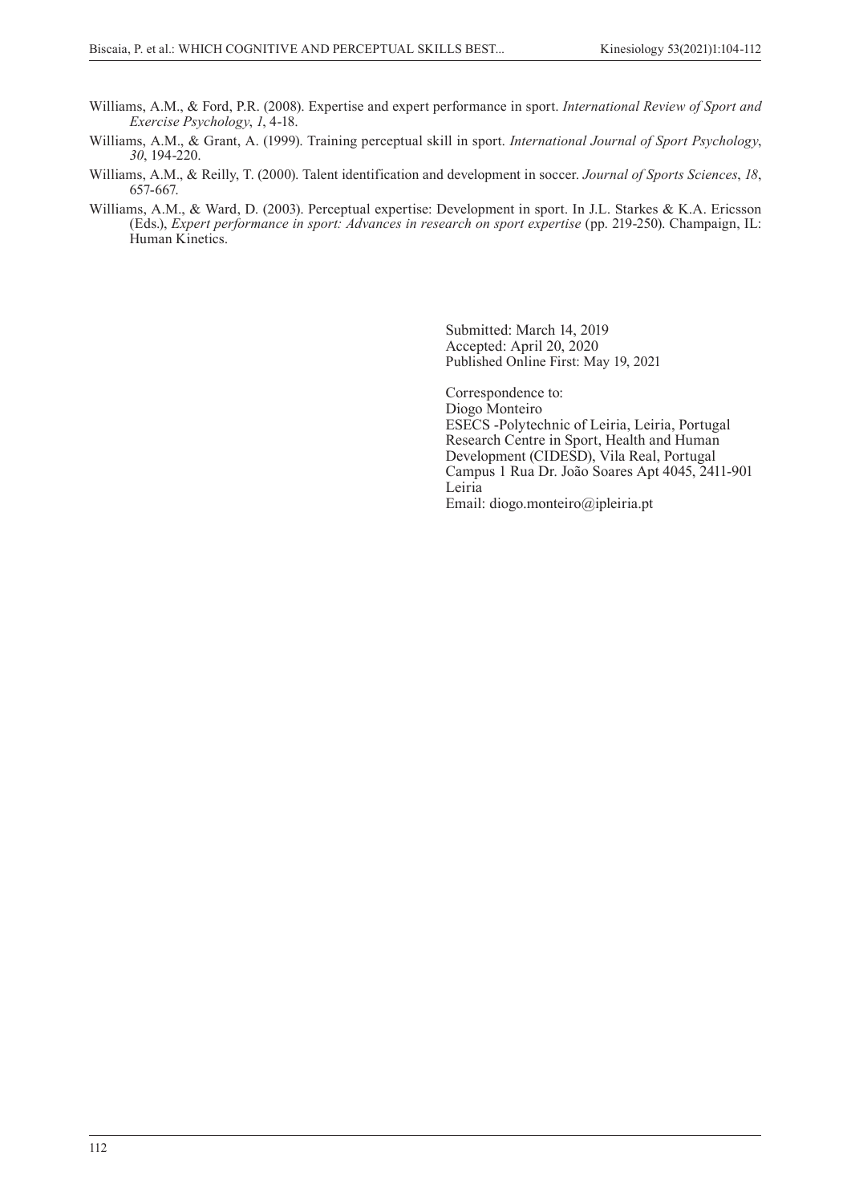Williams, A.M., & Ford, P.R. (2008). Expertise and expert performance in sport. *International Review of Sport and Exercise Psychology*, *1*, 4-18.

Williams, A.M., & Grant, A. (1999). Training perceptual skill in sport. *International Journal of Sport Psychology*, *30*, 194-220.

Williams, A.M., & Reilly, T. (2000). Talent identification and development in soccer. *Journal of Sports Sciences*, *18*, 657-667.

Williams, A.M., & Ward, D. (2003). Perceptual expertise: Development in sport. In J.L. Starkes & K.A. Ericsson (Eds.), *Expert performance in sport: Advances in research on sport expertise* (pp. 219-250). Champaign, IL: Human Kinetics.

Submitted: March 14, 2019
Accepted: April 20, 2020
Published Online First: May 19, 2021

Correspondence to:
Diogo Monteiro
ESECS -Polytechnic of Leiria, Leiria, Portugal
Research Centre in Sport, Health and Human Development (CIDESD), Vila Real, Portugal
Campus 1 Rua Dr. João Soares Apt 4045, 2411-901 Leiria
Email: diogo.monteiro@ipleiria.pt